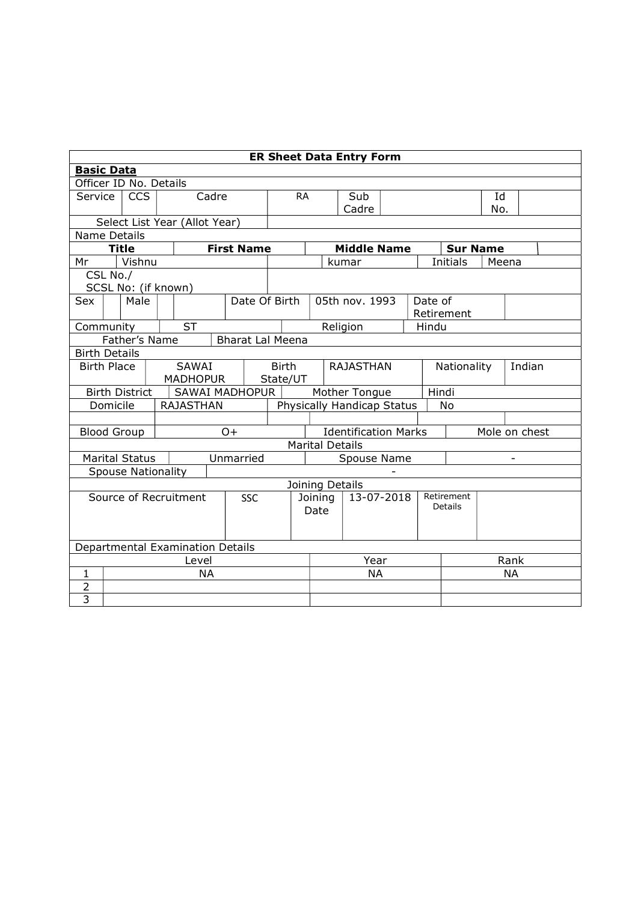| ER Sheet Data Entry Form | | | | | | | | |
|---|---|---|---|---|---|---|---|---|
| **Basic Data** | | | | | | | | |
| Officer ID No. Details | | | | | | | | |
| Service | CCS | Cadre | RA | Sub Cadre | | Id No. | | |
| Select List Year (Allot Year) | | | | | | | | |
| Name Details | | | | | | | | |
| **Title** | | **First Name** | | **Middle Name** | | **Sur Name** | | |
| Mr | Vishnu | | | kumar | | Initials | Meena | |
| CSL No./ SCSL No: (if known) | | | | | | | | |
| Sex | Male | | Date Of Birth | 05th nov. 1993 | | Date of Retirement | | |
| Community | ST | | | Religion | | Hindu | | |
| Father's Name | Bharat Lal Meena | | | | | | | |
| Birth Details | | | | | | | | |
| Birth Place | SAWAI MADHOPUR | | Birth State/UT | RAJASTHAN | | Nationality | Indian | |
| Birth District | SAWAI MADHOPUR | | | Mother Tongue | | Hindi | | |
| Domicile | RAJASTHAN | | | Physically Handicap Status | | No | | |
| | | | | | | | | |
| Blood Group | O+ | | | Identification Marks | | | Mole on chest | |
| Marital Details | | | | | | | | |
| Marital Status | Unmarried | | | Spouse Name | | | - | |
| Spouse Nationality | - | | | | | | | |
| Joining Details | | | | | | | | |
| Source of Recruitment | SSC | | Joining Date | 13-07-2018 | | Retirement Details | | |
| Departmental Examination Details | | | | | | | | |
| | Level | | | Year | | | Rank | |
| 1 | NA | | | NA | | | NA | |
| 2 | | | | | | | | |
| 3 | | | | | | | | |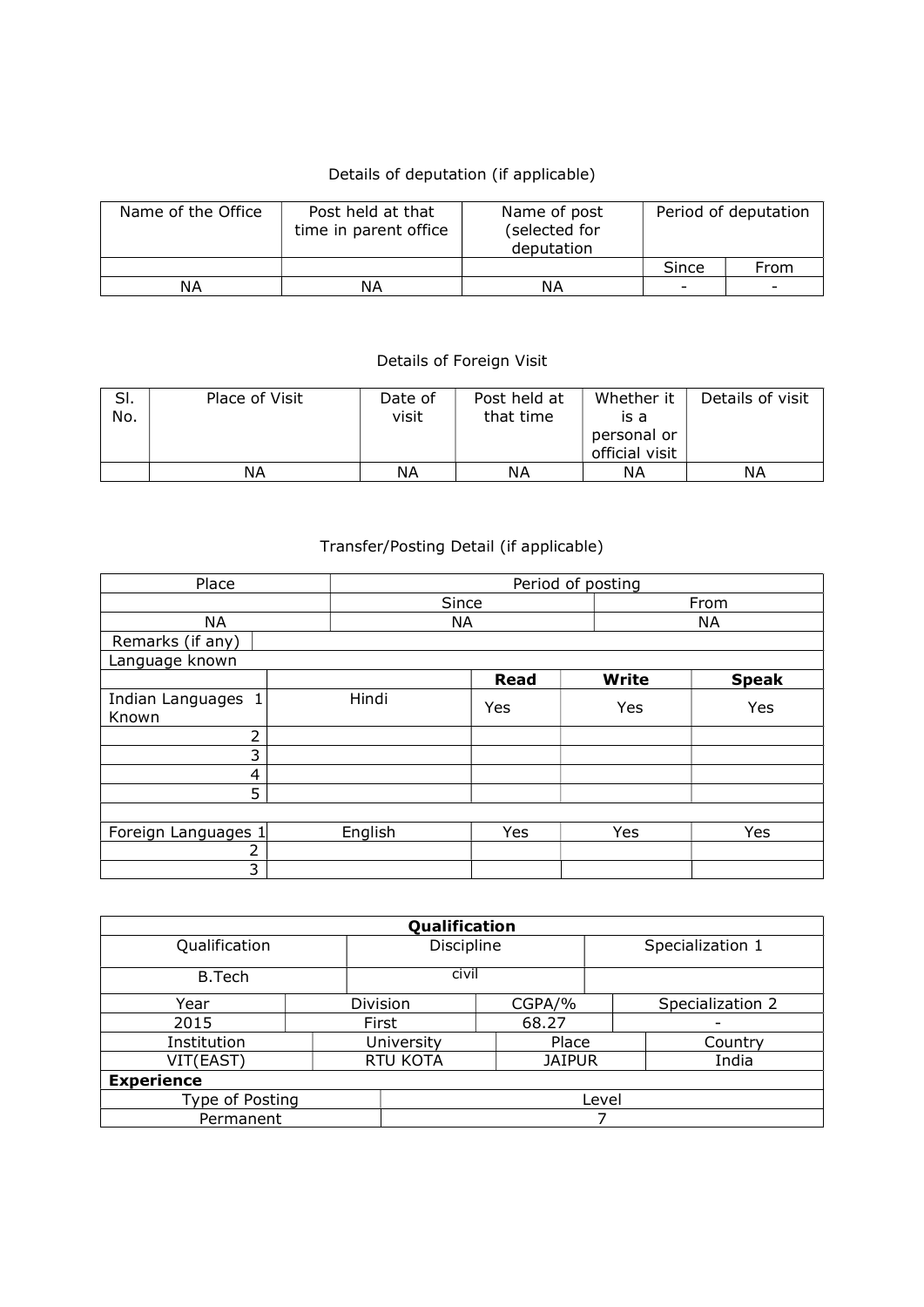Details of deputation (if applicable)

| Name of the Office | Post held at that time in parent office | Name of post (selected for deputation | Period of deputation | |
|---|---|---|---|---|
| | | | Since | From |
| NA | NA | NA | - | - |

Details of Foreign Visit

| Sl. No. | Place of Visit | Date of visit | Post held at that time | Whether it is a personal or official visit | Details of visit |
|---|---|---|---|---|---|
| | NA | NA | NA | NA | NA |

Transfer/Posting Detail (if applicable)

| Place | Period of posting | |
|---|---|---|
| | Since | From |
| NA | NA | NA |
| Remarks (if any) | | |

| Language known | | | | |
|---|---|---|---|---|
| | | **Read** | **Write** | **Speak** |
| Indian Languages Known 1 | Hindi | Yes | Yes | Yes |
| 2 | | | | |
| 3 | | | | |
| 4 | | | | |
| 5 | | | | |
| | | | | |
| Foreign Languages 1 | English | Yes | Yes | Yes |
| 2 | | | | |
| 3 | | | | |

| **Qualification** | | | |
|---|---|---|---|
| Qualification | Discipline | Specialization 1 | |
| B.Tech | civil | | |
| Year | Division | CGPA/% | Specialization 2 |
| 2015 | First | 68.27 | - |
| Institution | University | Place | Country |
| VIT(EAST) | RTU KOTA | JAIPUR | India |

| **Experience** | |
|---|---|
| Type of Posting | Level |
| Permanent | 7 |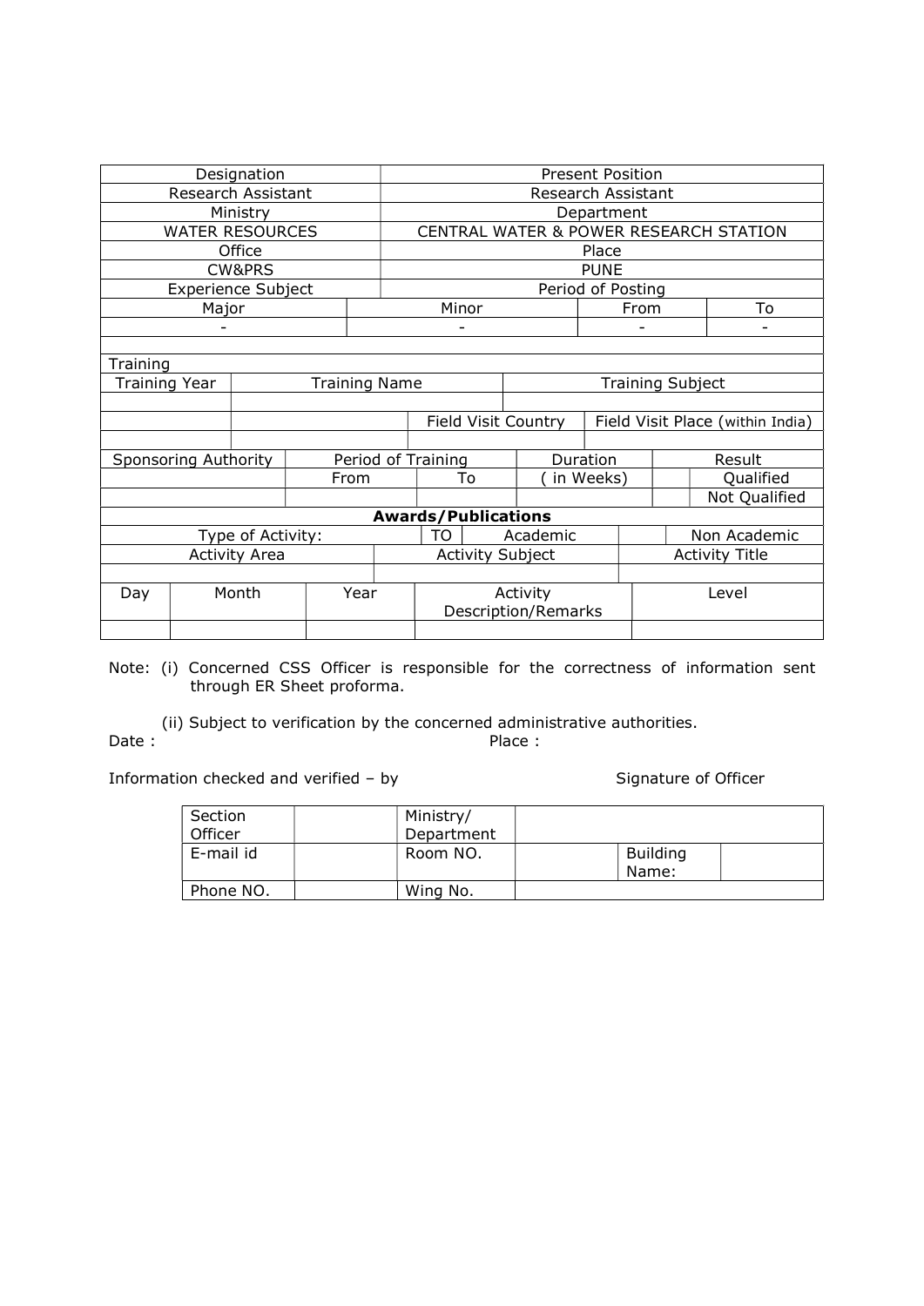| Designation | | | Present Position | | |
|---|---|---|---|---|---|
| Research Assistant | | | Research Assistant | | |
| Ministry | | | Department | | |
| WATER RESOURCES | | | CENTRAL WATER & POWER RESEARCH STATION | | |
| Office | | | Place | | |
| CW&PRS | | | PUNE | | |
| Experience Subject | | | Period of Posting | | |
| Major | Minor | | | From | To |
| - | - | | | - | - |

| | | |
|---|---|---|
| Training | | |
| Training Year | Training Name | Training Subject |
| | | |
| | Field Visit Country | Field Visit Place (within India) |
| | | |

| Sponsoring Authority | Period of Training | | Duration | | Result |
|---|---|---|---|---|---|
| | From | To | ( in Weeks) | | Qualified |
| | | | | | Not Qualified |

| **Awards/Publications** | | | | | |
|---|---|---|---|---|---|
| Type of Activity: | TO | Academic | | | Non Academic |
| Activity Area | Activity Subject | | Activity Title | | |
| | | | | | |

| Day | Month | Year | Activity Description/Remarks | Level |
|---|---|---|---|---|
| | | | | |

Note: (i) Concerned CSS Officer is responsible for the correctness of information sent through ER Sheet proforma.

(ii) Subject to verification by the concerned administrative authorities.

Date : Place :

Information checked and verified – by Signature of Officer

| | | | | | |
|---|---|---|---|---|---|
| Section Officer | | Ministry/ Department | | | |
| E-mail id | | Room NO. | | Building Name: | |
| Phone NO. | | Wing No. | | | |